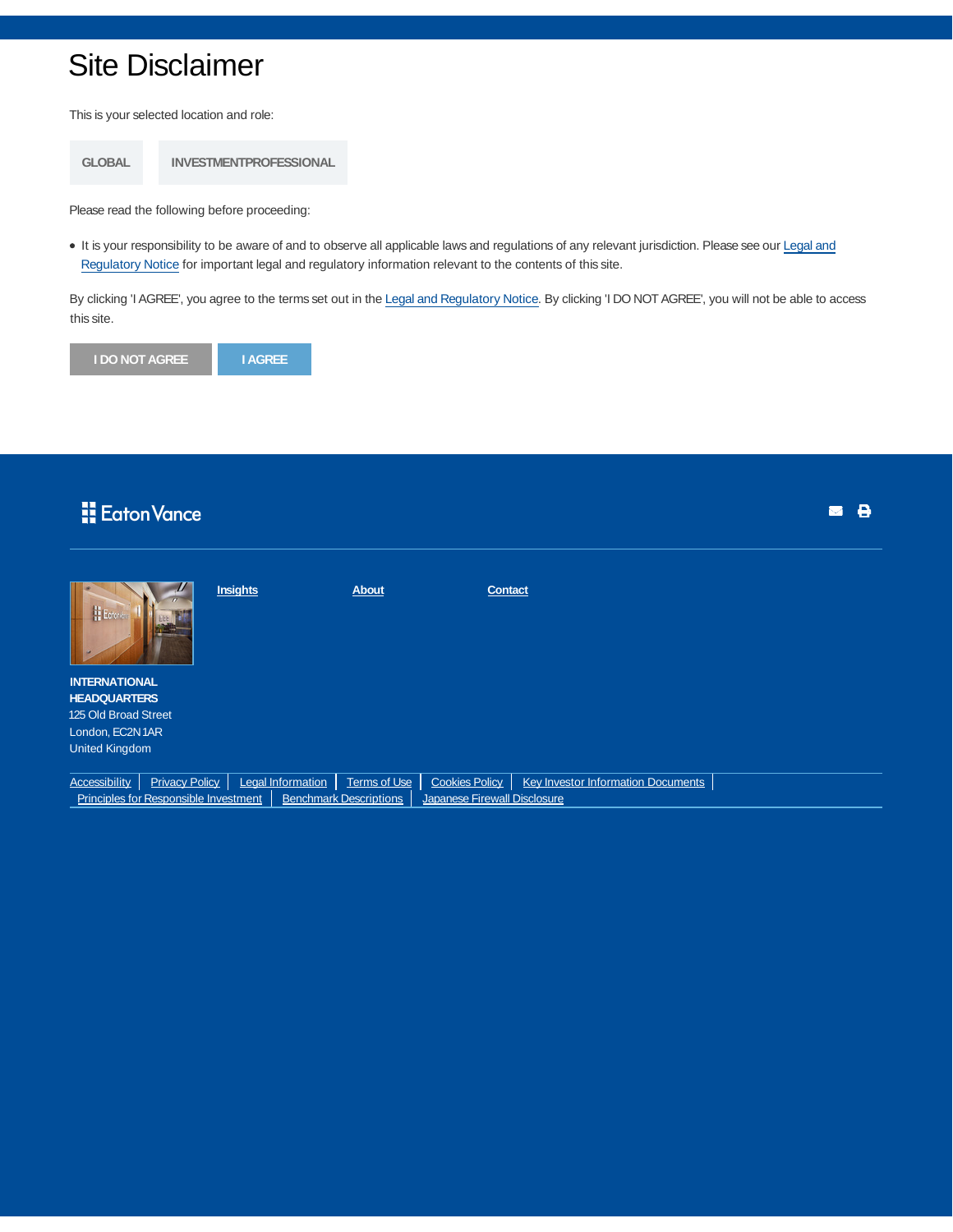# Site Disclaimer

This is your selected location and role:

GLOBAL

INVESTMENTPROFESSIONAL

Please read the following before proceeding:

- It is your responsibility to be aware of and to observe all applicable laws and regulations of any relevant jurisdiction. Please see our Legal and Regulatory Notice for important legal and regulatory information relevant to the contents of this site.

By clicking 'I AGREE', you agree to the terms set out in the Legal and Regulatory Notice. By clicking 'I DO NOT AGREE', you will not be able to access this site.

I DO NOT AGREE | I AGREE

Eaton Vance

**Insights** | **About** | **Contact**

**INTERNATIONAL HEADQUARTERS**
125 Old Broad Street
London, EC2N 1AR
United Kingdom

Accessibility | Privacy Policy | Legal Information | Terms of Use | Cookies Policy | Key Investor Information Documents | Principles for Responsible Investment | Benchmark Descriptions | Japanese Firewall Disclosure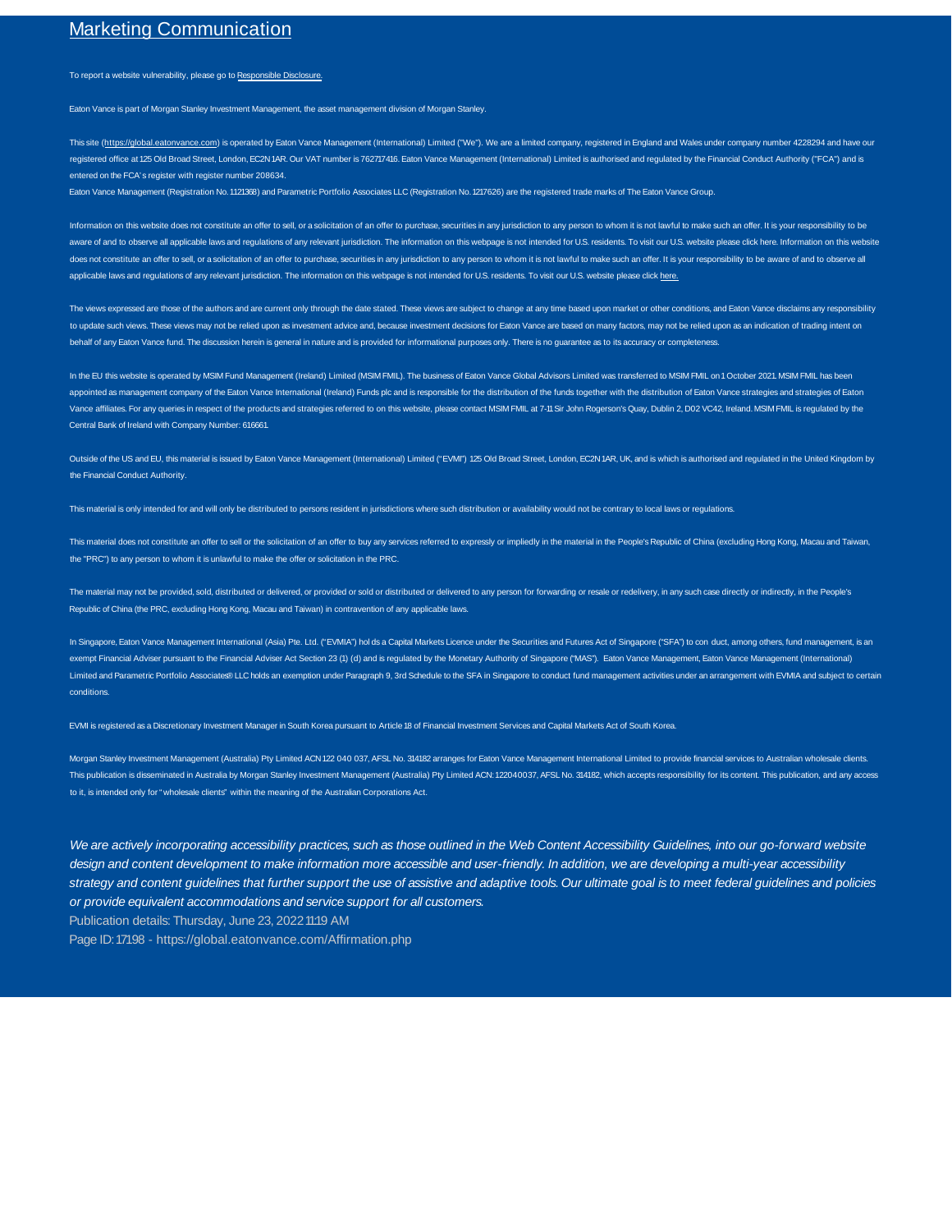# Marketing Communication

To report a website vulnerability, please go to Responsible Disclosure.

Eaton Vance is part of Morgan Stanley Investment Management, the asset management division of Morgan Stanley.

This site (https://global.eatonvance.com) is operated by Eaton Vance Management (International) Limited ("We"). We are a limited company, registered in England and Wales under company number 4228294 and have our registered office at 125 Old Broad Street, London, EC2N 1AR. Our VAT number is 762717416. Eaton Vance Management (International) Limited is authorised and regulated by the Financial Conduct Authority ("FCA") and is entered on the FCA's register with register number 208634.

Eaton Vance Management (Registration No. 1121368) and Parametric Portfolio Associates LLC (Registration No. 1217626) are the registered trade marks of The Eaton Vance Group.

Information on this website does not constitute an offer to sell, or a solicitation of an offer to purchase, securities in any jurisdiction to any person to whom it is not lawful to make such an offer. It is your responsibility to be aware of and to observe all applicable laws and regulations of any relevant jurisdiction. The information on this webpage is not intended for U.S. residents. To visit our U.S. website please click here. Information on this website does not constitute an offer to sell, or a solicitation of an offer to purchase, securities in any jurisdiction to any person to whom it is not lawful to make such an offer. It is your responsibility to be aware of and to observe all applicable laws and regulations of any relevant jurisdiction. The information on this webpage is not intended for U.S. residents. To visit our U.S. website please click here.

The views expressed are those of the authors and are current only through the date stated. These views are subject to change at any time based upon market or other conditions, and Eaton Vance disclaims any responsibility to update such views. These views may not be relied upon as investment advice and, because investment decisions for Eaton Vance are based on many factors, may not be relied upon as an indication of trading intent on behalf of any Eaton Vance fund. The discussion herein is general in nature and is provided for informational purposes only. There is no guarantee as to its accuracy or completeness.

In the EU this website is operated by MSIM Fund Management (Ireland) Limited (MSIM FMIL). The business of Eaton Vance Global Advisors Limited was transferred to MSIM FMIL on 1 October 2021. MSIM FMIL has been appointed as management company of the Eaton Vance International (Ireland) Funds plc and is responsible for the distribution of the funds together with the distribution of Eaton Vance strategies and strategies of Eaton Vance affiliates. For any queries in respect of the products and strategies referred to on this website, please contact MSIM FMIL at 7-11 Sir John Rogerson's Quay, Dublin 2, D02 VC42, Ireland. MSIM FMIL is regulated by the Central Bank of Ireland with Company Number: 616661.

Outside of the US and EU, this material is issued by Eaton Vance Management (International) Limited ("EVMI") 125 Old Broad Street, London, EC2N 1AR, UK, and is which is authorised and regulated in the United Kingdom by the Financial Conduct Authority.

This material is only intended for and will only be distributed to persons resident in jurisdictions where such distribution or availability would not be contrary to local laws or regulations.

This material does not constitute an offer to sell or the solicitation of an offer to buy any services referred to expressly or impliedly in the material in the People's Republic of China (excluding Hong Kong, Macau and Taiwan, the "PRC") to any person to whom it is unlawful to make the offer or solicitation in the PRC.

The material may not be provided, sold, distributed or delivered, or provided or sold or distributed or delivered to any person for forwarding or resale or redelivery, in any such case directly or indirectly, in the People's Republic of China (the PRC, excluding Hong Kong, Macau and Taiwan) in contravention of any applicable laws.

In Singapore, Eaton Vance Management International (Asia) Pte. Ltd. ("EVMIA") hol ds a Capital Markets Licence under the Securities and Futures Act of Singapore ("SFA") to con duct, among others, fund management, is an exempt Financial Adviser pursuant to the Financial Adviser Act Section 23 (1) (d) and is regulated by the Monetary Authority of Singapore ("MAS"). Eaton Vance Management, Eaton Vance Management (International) Limited and Parametric Portfolio Associates® LLC holds an exemption under Paragraph 9, 3rd Schedule to the SFA in Singapore to conduct fund management activities under an arrangement with EVMIA and subject to certain conditions.

EVMI is registered as a Discretionary Investment Manager in South Korea pursuant to Article 18 of Financial Investment Services and Capital Markets Act of South Korea.

Morgan Stanley Investment Management (Australia) Pty Limited ACN 122 040 037, AFSL No. 314182 arranges for Eaton Vance Management International Limited to provide financial services to Australian wholesale clients. This publication is disseminated in Australia by Morgan Stanley Investment Management (Australia) Pty Limited ACN: 122040037, AFSL No. 314182, which accepts responsibility for its content. This publication, and any access to it, is intended only for "wholesale clients" within the meaning of the Australian Corporations Act.

*We are actively incorporating accessibility practices, such as those outlined in the Web Content Accessibility Guidelines, into our go-forward website design and content development to make information more accessible and user-friendly. In addition, we are developing a multi-year accessibility strategy and content guidelines that further support the use of assistive and adaptive tools. Our ultimate goal is to meet federal guidelines and policies or provide equivalent accommodations and service support for all customers.*

Publication details: Thursday, June 23, 2022 11:19 AM

Page ID: 17198 - https://global.eatonvance.com/Affirmation.php